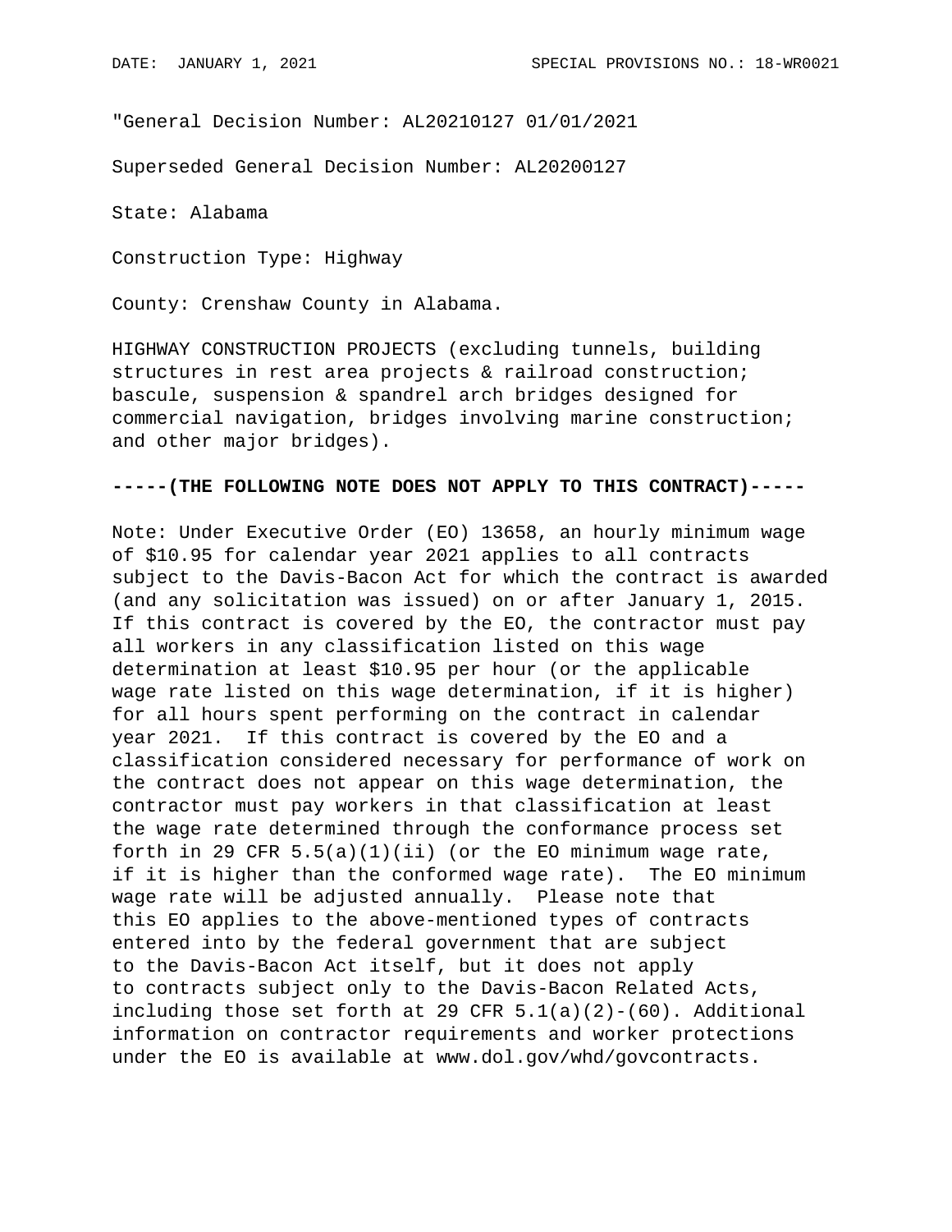"General Decision Number: AL20210127 01/01/2021

Superseded General Decision Number: AL20200127

State: Alabama

Construction Type: Highway

County: Crenshaw County in Alabama.

HIGHWAY CONSTRUCTION PROJECTS (excluding tunnels, building structures in rest area projects & railroad construction; bascule, suspension & spandrel arch bridges designed for commercial navigation, bridges involving marine construction; and other major bridges).

**-----(THE FOLLOWING NOTE DOES NOT APPLY TO THIS CONTRACT)-----**

Note: Under Executive Order (EO) 13658, an hourly minimum wage of $10.95 for calendar year 2021 applies to all contracts subject to the Davis-Bacon Act for which the contract is awarded (and any solicitation was issued) on or after January 1, 2015. If this contract is covered by the EO, the contractor must pay all workers in any classification listed on this wage determination at least $10.95 per hour (or the applicable wage rate listed on this wage determination, if it is higher) for all hours spent performing on the contract in calendar year 2021. If this contract is covered by the EO and a classification considered necessary for performance of work on the contract does not appear on this wage determination, the contractor must pay workers in that classification at least the wage rate determined through the conformance process set forth in 29 CFR 5.5(a)(1)(ii) (or the EO minimum wage rate, if it is higher than the conformed wage rate). The EO minimum wage rate will be adjusted annually. Please note that this EO applies to the above-mentioned types of contracts entered into by the federal government that are subject to the Davis-Bacon Act itself, but it does not apply to contracts subject only to the Davis-Bacon Related Acts, including those set forth at 29 CFR 5.1(a)(2)-(60). Additional information on contractor requirements and worker protections under the EO is available at www.dol.gov/whd/govcontracts.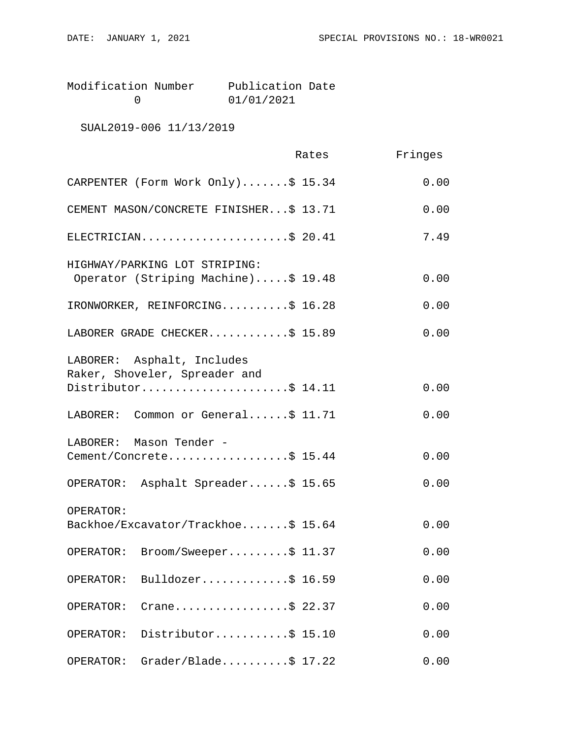| Modification Number | Publication Date |
|---|---|
| 0 | 01/01/2021 |

SUAL2019-006 11/13/2019

| | Rates | Fringes |
|---|---|---|
| CARPENTER (Form Work Only) | $ 15.34 | 0.00 |
| CEMENT MASON/CONCRETE FINISHER | $ 13.71 | 0.00 |
| ELECTRICIAN | $ 20.41 | 7.49 |
| HIGHWAY/PARKING LOT STRIPING: Operator (Striping Machine) | $ 19.48 | 0.00 |
| IRONWORKER, REINFORCING | $ 16.28 | 0.00 |
| LABORER GRADE CHECKER | $ 15.89 | 0.00 |
| LABORER: Asphalt, Includes Raker, Shoveler, Spreader and Distributor | $ 14.11 | 0.00 |
| LABORER: Common or General | $ 11.71 | 0.00 |
| LABORER: Mason Tender - Cement/Concrete | $ 15.44 | 0.00 |
| OPERATOR: Asphalt Spreader | $ 15.65 | 0.00 |
| OPERATOR: Backhoe/Excavator/Trackhoe | $ 15.64 | 0.00 |
| OPERATOR: Broom/Sweeper | $ 11.37 | 0.00 |
| OPERATOR: Bulldozer | $ 16.59 | 0.00 |
| OPERATOR: Crane | $ 22.37 | 0.00 |
| OPERATOR: Distributor | $ 15.10 | 0.00 |
| OPERATOR: Grader/Blade | $ 17.22 | 0.00 |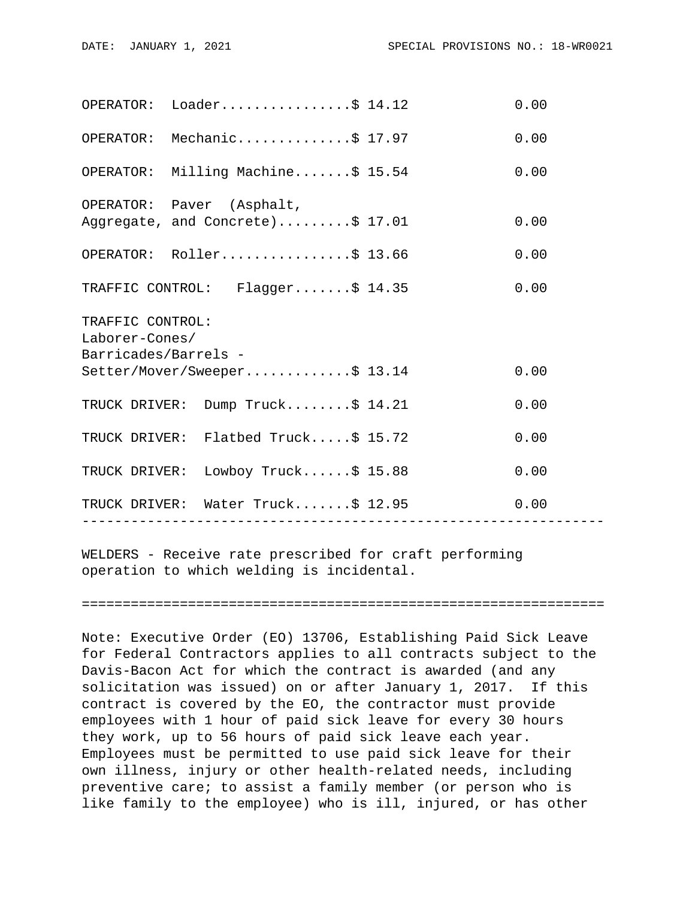| Classification | Rates | Fringes |
|---|---|---|
| OPERATOR: Loader | $ 14.12 | 0.00 |
| OPERATOR: Mechanic | $ 17.97 | 0.00 |
| OPERATOR: Milling Machine | $ 15.54 | 0.00 |
| OPERATOR: Paver (Asphalt, Aggregate, and Concrete) | $ 17.01 | 0.00 |
| OPERATOR: Roller | $ 13.66 | 0.00 |
| TRAFFIC CONTROL: Flagger | $ 14.35 | 0.00 |
| TRAFFIC CONTROL: Laborer-Cones/ Barricades/Barrels - Setter/Mover/Sweeper | $ 13.14 | 0.00 |
| TRUCK DRIVER: Dump Truck | $ 14.21 | 0.00 |
| TRUCK DRIVER: Flatbed Truck | $ 15.72 | 0.00 |
| TRUCK DRIVER: Lowboy Truck | $ 15.88 | 0.00 |
| TRUCK DRIVER: Water Truck | $ 12.95 | 0.00 |

----------------------------------------------------------------

WELDERS - Receive rate prescribed for craft performing operation to which welding is incidental.

================================================================

Note: Executive Order (EO) 13706, Establishing Paid Sick Leave for Federal Contractors applies to all contracts subject to the Davis-Bacon Act for which the contract is awarded (and any solicitation was issued) on or after January 1, 2017. If this contract is covered by the EO, the contractor must provide employees with 1 hour of paid sick leave for every 30 hours they work, up to 56 hours of paid sick leave each year. Employees must be permitted to use paid sick leave for their own illness, injury or other health-related needs, including preventive care; to assist a family member (or person who is like family to the employee) who is ill, injured, or has other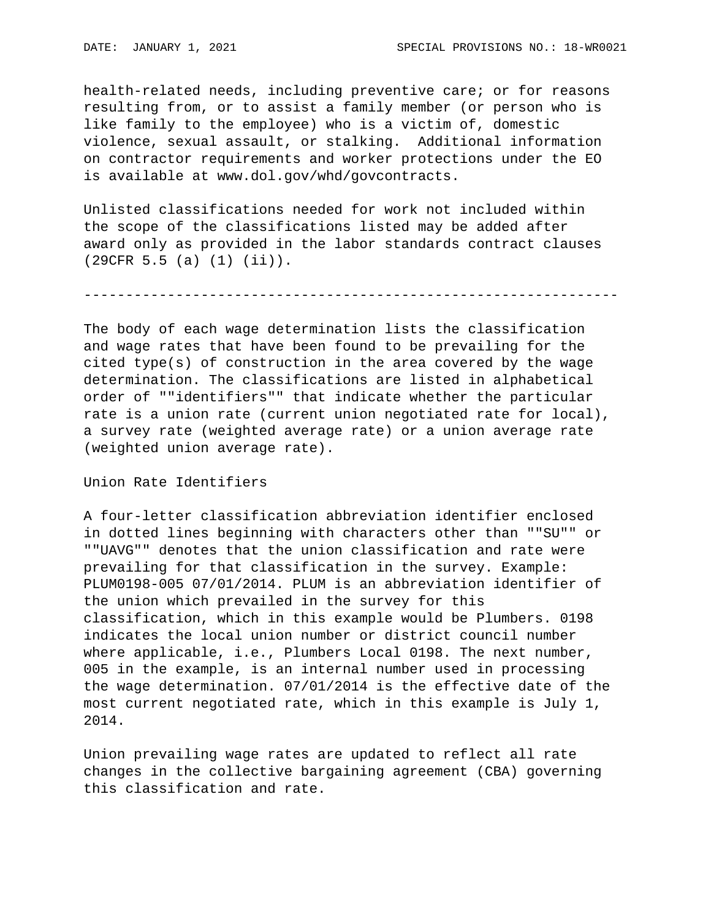health-related needs, including preventive care; or for reasons resulting from, or to assist a family member (or person who is like family to the employee) who is a victim of, domestic violence, sexual assault, or stalking. Additional information on contractor requirements and worker protections under the EO is available at www.dol.gov/whd/govcontracts.

Unlisted classifications needed for work not included within the scope of the classifications listed may be added after award only as provided in the labor standards contract clauses (29CFR 5.5 (a) (1) (ii)).

----------------------------------------------------------------

The body of each wage determination lists the classification and wage rates that have been found to be prevailing for the cited type(s) of construction in the area covered by the wage determination. The classifications are listed in alphabetical order of ""identifiers"" that indicate whether the particular rate is a union rate (current union negotiated rate for local), a survey rate (weighted average rate) or a union average rate (weighted union average rate).

Union Rate Identifiers

A four-letter classification abbreviation identifier enclosed in dotted lines beginning with characters other than ""SU"" or ""UAVG"" denotes that the union classification and rate were prevailing for that classification in the survey. Example: PLUM0198-005 07/01/2014. PLUM is an abbreviation identifier of the union which prevailed in the survey for this classification, which in this example would be Plumbers. 0198 indicates the local union number or district council number where applicable, i.e., Plumbers Local 0198. The next number, 005 in the example, is an internal number used in processing the wage determination. 07/01/2014 is the effective date of the most current negotiated rate, which in this example is July 1, 2014.

Union prevailing wage rates are updated to reflect all rate changes in the collective bargaining agreement (CBA) governing this classification and rate.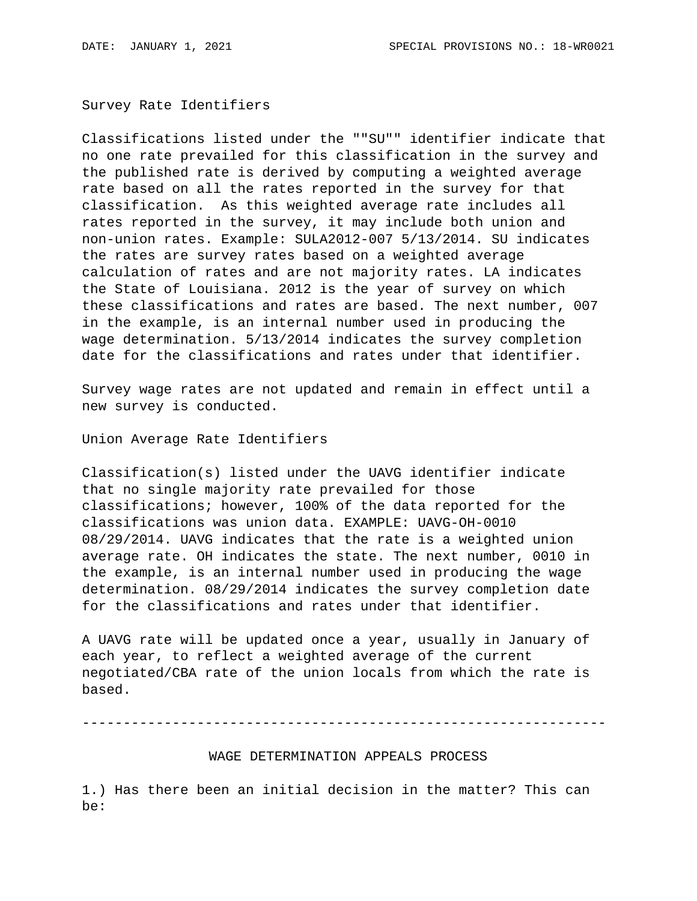Survey Rate Identifiers

Classifications listed under the ""SU"" identifier indicate that no one rate prevailed for this classification in the survey and the published rate is derived by computing a weighted average rate based on all the rates reported in the survey for that classification. As this weighted average rate includes all rates reported in the survey, it may include both union and non-union rates. Example: SULA2012-007 5/13/2014. SU indicates the rates are survey rates based on a weighted average calculation of rates and are not majority rates. LA indicates the State of Louisiana. 2012 is the year of survey on which these classifications and rates are based. The next number, 007 in the example, is an internal number used in producing the wage determination. 5/13/2014 indicates the survey completion date for the classifications and rates under that identifier.

Survey wage rates are not updated and remain in effect until a new survey is conducted.

Union Average Rate Identifiers

Classification(s) listed under the UAVG identifier indicate that no single majority rate prevailed for those classifications; however, 100% of the data reported for the classifications was union data. EXAMPLE: UAVG-OH-0010 08/29/2014. UAVG indicates that the rate is a weighted union average rate. OH indicates the state. The next number, 0010 in the example, is an internal number used in producing the wage determination. 08/29/2014 indicates the survey completion date for the classifications and rates under that identifier.

A UAVG rate will be updated once a year, usually in January of each year, to reflect a weighted average of the current negotiated/CBA rate of the union locals from which the rate is based.

----------------------------------------------------------------

WAGE DETERMINATION APPEALS PROCESS

1.) Has there been an initial decision in the matter? This can be: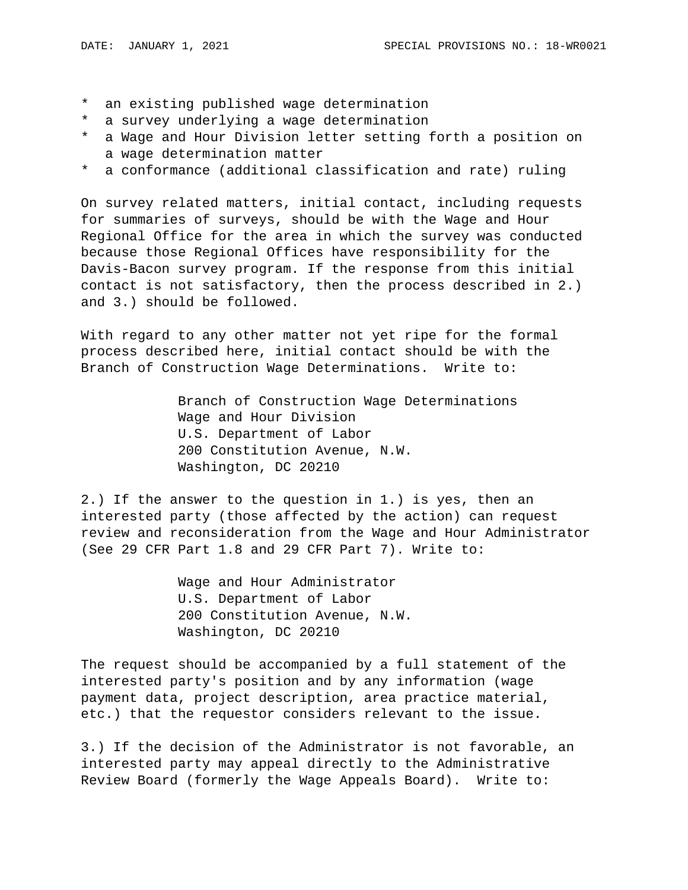* an existing published wage determination
* a survey underlying a wage determination
* a Wage and Hour Division letter setting forth a position on a wage determination matter
* a conformance (additional classification and rate) ruling

On survey related matters, initial contact, including requests for summaries of surveys, should be with the Wage and Hour Regional Office for the area in which the survey was conducted because those Regional Offices have responsibility for the Davis-Bacon survey program. If the response from this initial contact is not satisfactory, then the process described in 2.) and 3.) should be followed.

With regard to any other matter not yet ripe for the formal process described here, initial contact should be with the Branch of Construction Wage Determinations. Write to:

Branch of Construction Wage Determinations
Wage and Hour Division
U.S. Department of Labor
200 Constitution Avenue, N.W.
Washington, DC 20210

2.) If the answer to the question in 1.) is yes, then an interested party (those affected by the action) can request review and reconsideration from the Wage and Hour Administrator (See 29 CFR Part 1.8 and 29 CFR Part 7). Write to:

Wage and Hour Administrator
U.S. Department of Labor
200 Constitution Avenue, N.W.
Washington, DC 20210

The request should be accompanied by a full statement of the interested party's position and by any information (wage payment data, project description, area practice material, etc.) that the requestor considers relevant to the issue.

3.) If the decision of the Administrator is not favorable, an interested party may appeal directly to the Administrative Review Board (formerly the Wage Appeals Board). Write to: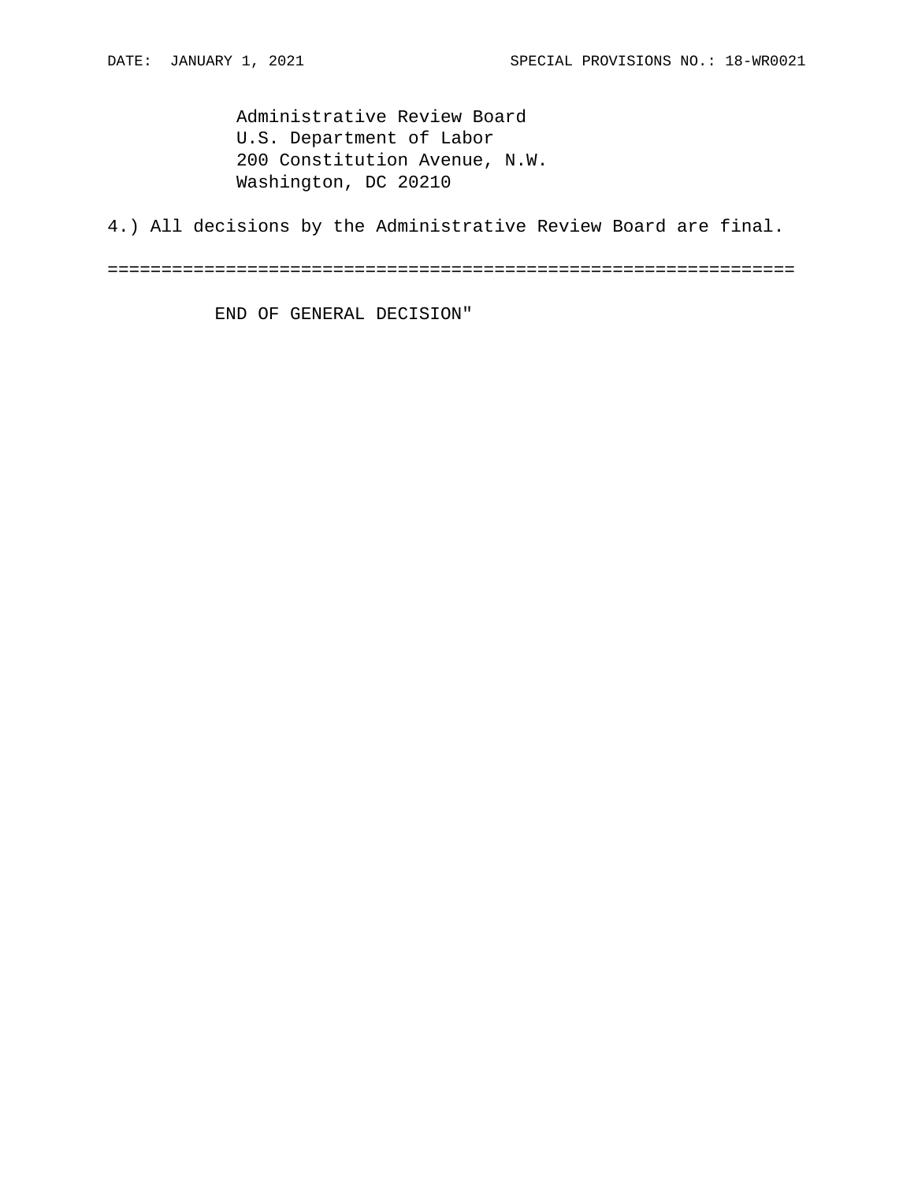Administrative Review Board
U.S. Department of Labor
200 Constitution Avenue, N.W.
Washington, DC 20210

4.) All decisions by the Administrative Review Board are final.

================================================================

END OF GENERAL DECISION"